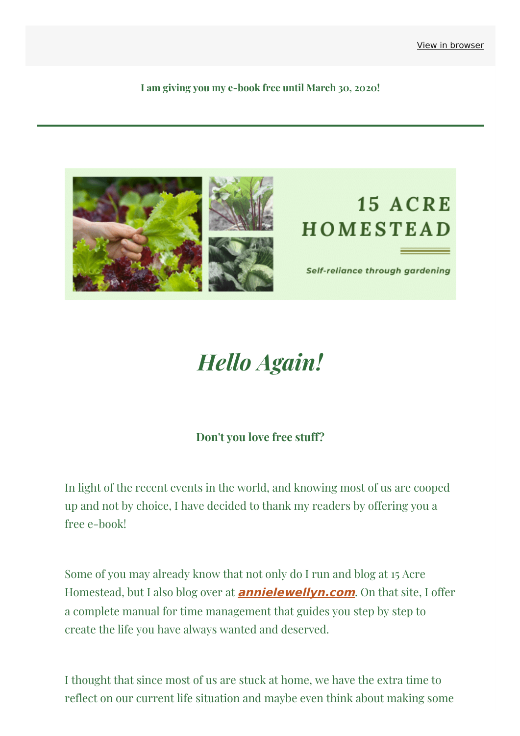View in browser

**I am giving you my e-book free until March 30, 2020!**

15 ACRE HOMESTEAD

*Self-reliance through gardening*

# *Hello Again!*

**Don't you love free stuff?**

In light of the recent events in the world, and knowing most of us are cooped up and not by choice, I have decided to thank my readers by offering you a free e-book!

Some of you may already know that not only do I run and blog at 15 Acre Homestead, but I also blog over at ***annielewellyn.com***. On that site, I offer a complete manual for time management that guides you step by step to create the life you have always wanted and deserved.

I thought that since most of us are stuck at home, we have the extra time to reflect on our current life situation and maybe even think about making some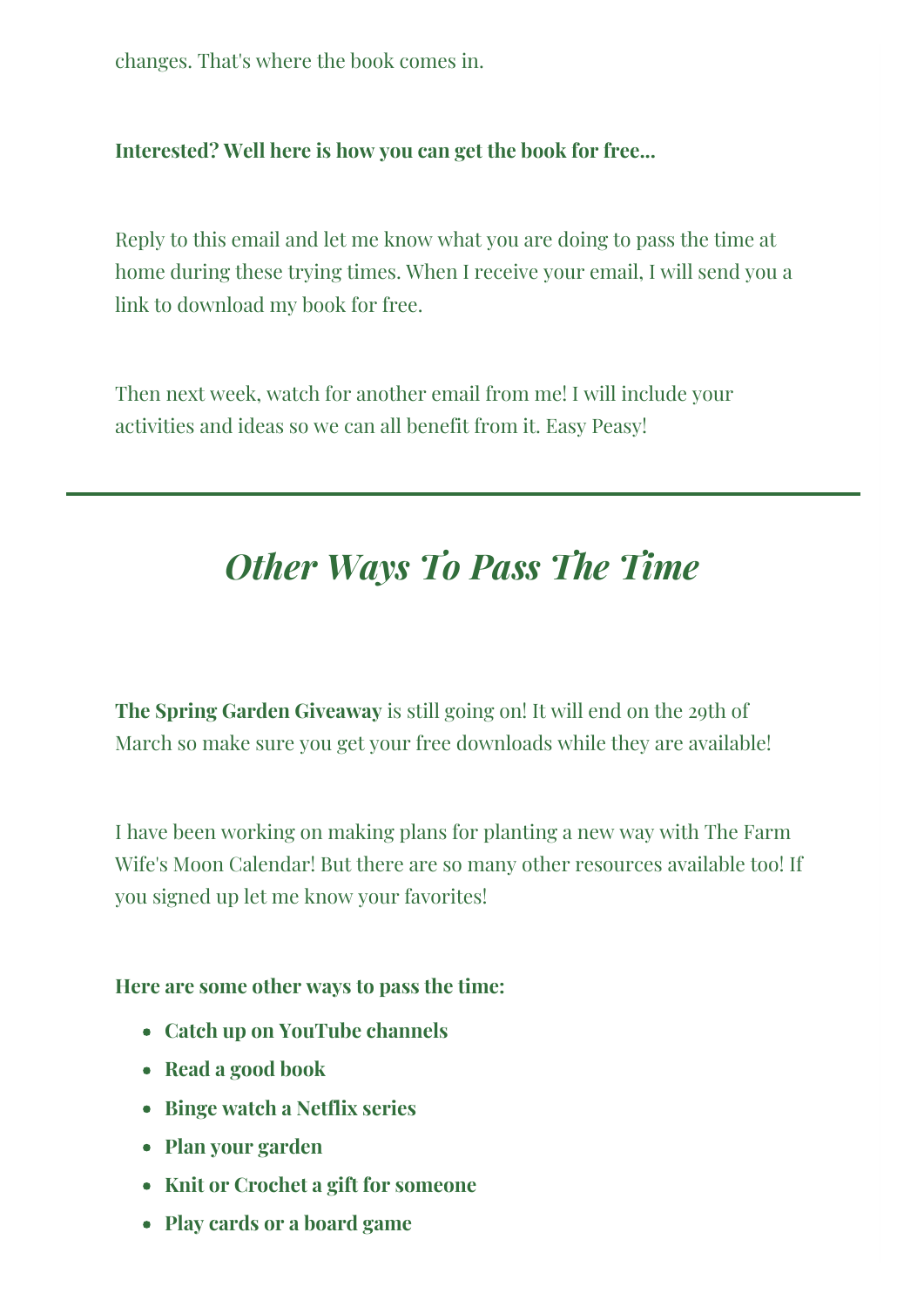changes. That's where the book comes in.

**Interested? Well here is how you can get the book for free...**

Reply to this email and let me know what you are doing to pass the time at home during these trying times. When I receive your email, I will send you a link to download my book for free.

Then next week, watch for another email from me! I will include your activities and ideas so we can all benefit from it. Easy Peasy!

---

## *Other Ways To Pass The Time*

**The Spring Garden Giveaway** is still going on! It will end on the 29th of March so make sure you get your free downloads while they are available!

I have been working on making plans for planting a new way with The Farm Wife's Moon Calendar! But there are so many other resources available too! If you signed up let me know your favorites!

**Here are some other ways to pass the time:**

- **Catch up on YouTube channels**
- **Read a good book**
- **Binge watch a Netflix series**
- **Plan your garden**
- **Knit or Crochet a gift for someone**
- **Play cards or a board game**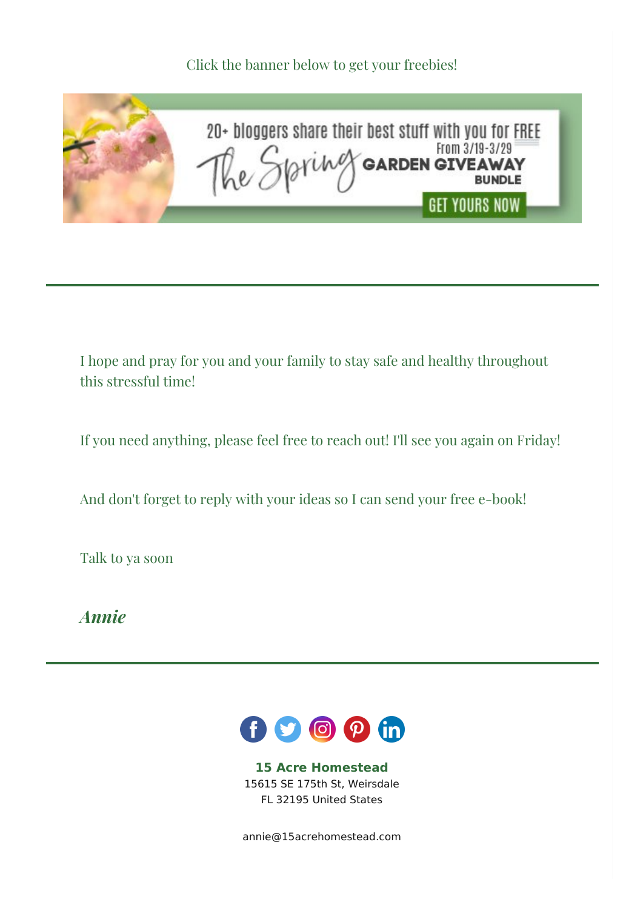Click the banner below to get your freebies!

20+ bloggers share their best stuff with you for FREE

From 3/19-3/29

The Spring GARDEN GIVEAWAY BUNDLE

GET YOURS NOW

---

I hope and pray for you and your family to stay safe and healthy throughout this stressful time!

If you need anything, please feel free to reach out! I'll see you again on Friday!

And don't forget to reply with your ideas so I can send your free e-book!

Talk to ya soon

***Annie***

---

**15 Acre Homestead**
15615 SE 175th St, Weirsdale
FL 32195 United States

annie@15acrehomestead.com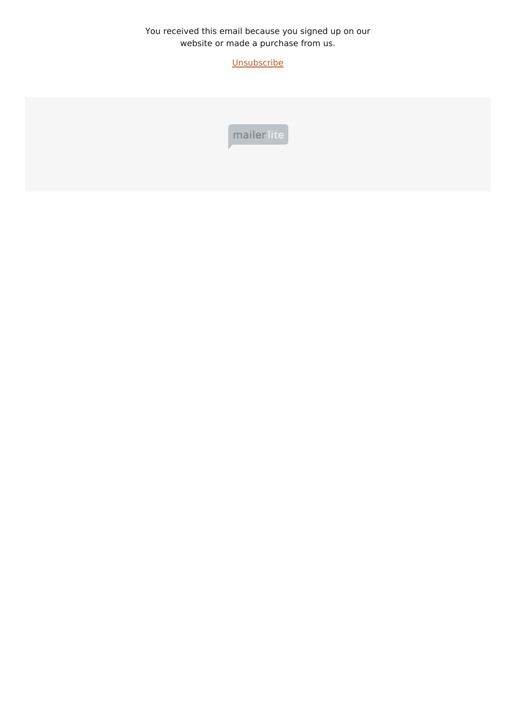You received this email because you signed up on our website or made a purchase from us.

Unsubscribe

mailer lite